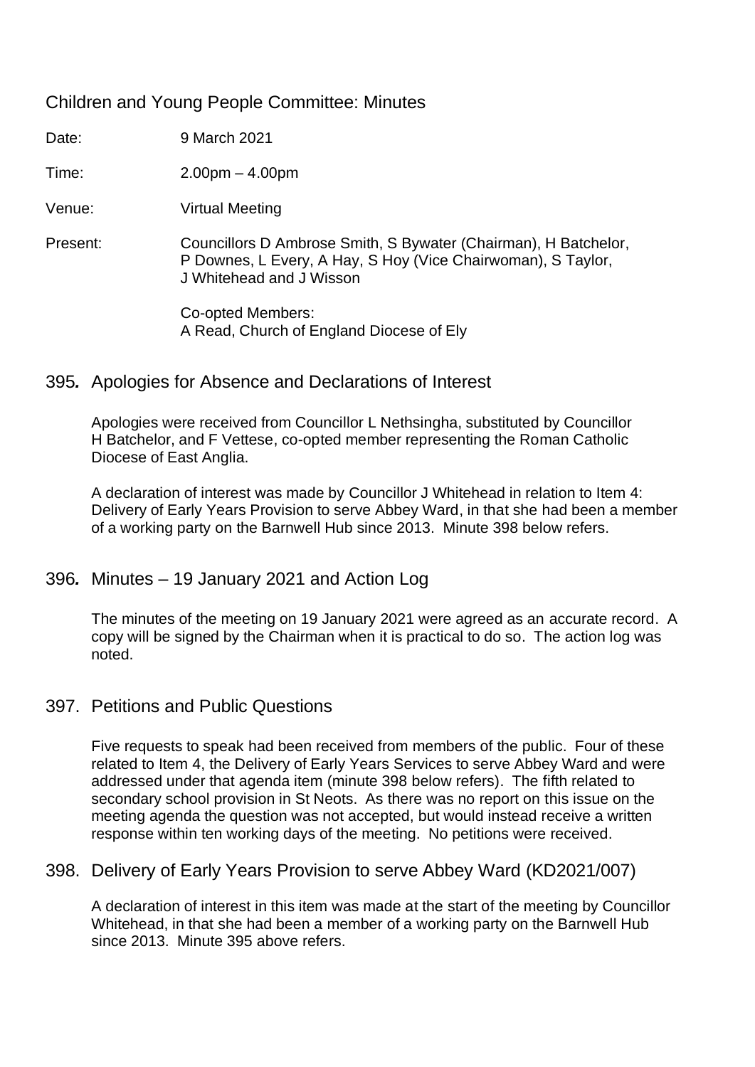# Children and Young People Committee: Minutes

Date: 9 March 2021

Time: 2.00pm – 4.00pm

Venue: Virtual Meeting

Present: Councillors D Ambrose Smith, S Bywater (Chairman), H Batchelor, P Downes, L Every, A Hay, S Hoy (Vice Chairwoman), S Taylor, J Whitehead and J Wisson

Co-opted Members:
A Read, Church of England Diocese of Ely

## 395. Apologies for Absence and Declarations of Interest

Apologies were received from Councillor L Nethsingha, substituted by Councillor H Batchelor, and F Vettese, co-opted member representing the Roman Catholic Diocese of East Anglia.

A declaration of interest was made by Councillor J Whitehead in relation to Item 4: Delivery of Early Years Provision to serve Abbey Ward, in that she had been a member of a working party on the Barnwell Hub since 2013. Minute 398 below refers.

## 396. Minutes – 19 January 2021 and Action Log

The minutes of the meeting on 19 January 2021 were agreed as an accurate record. A copy will be signed by the Chairman when it is practical to do so. The action log was noted.

## 397. Petitions and Public Questions

Five requests to speak had been received from members of the public. Four of these related to Item 4, the Delivery of Early Years Services to serve Abbey Ward and were addressed under that agenda item (minute 398 below refers). The fifth related to secondary school provision in St Neots. As there was no report on this issue on the meeting agenda the question was not accepted, but would instead receive a written response within ten working days of the meeting. No petitions were received.

## 398. Delivery of Early Years Provision to serve Abbey Ward (KD2021/007)

A declaration of interest in this item was made at the start of the meeting by Councillor Whitehead, in that she had been a member of a working party on the Barnwell Hub since 2013. Minute 395 above refers.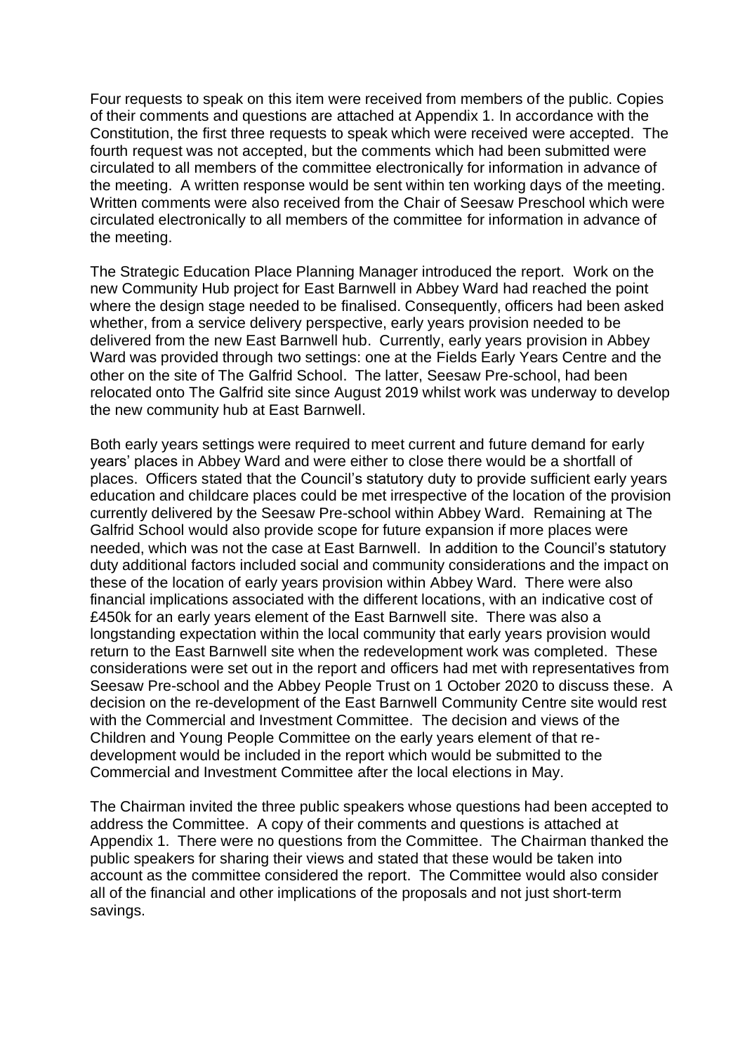Four requests to speak on this item were received from members of the public. Copies of their comments and questions are attached at Appendix 1. In accordance with the Constitution, the first three requests to speak which were received were accepted. The fourth request was not accepted, but the comments which had been submitted were circulated to all members of the committee electronically for information in advance of the meeting. A written response would be sent within ten working days of the meeting. Written comments were also received from the Chair of Seesaw Preschool which were circulated electronically to all members of the committee for information in advance of the meeting.

The Strategic Education Place Planning Manager introduced the report. Work on the new Community Hub project for East Barnwell in Abbey Ward had reached the point where the design stage needed to be finalised. Consequently, officers had been asked whether, from a service delivery perspective, early years provision needed to be delivered from the new East Barnwell hub. Currently, early years provision in Abbey Ward was provided through two settings: one at the Fields Early Years Centre and the other on the site of The Galfrid School. The latter, Seesaw Pre-school, had been relocated onto The Galfrid site since August 2019 whilst work was underway to develop the new community hub at East Barnwell.

Both early years settings were required to meet current and future demand for early years' places in Abbey Ward and were either to close there would be a shortfall of places. Officers stated that the Council's statutory duty to provide sufficient early years education and childcare places could be met irrespective of the location of the provision currently delivered by the Seesaw Pre-school within Abbey Ward. Remaining at The Galfrid School would also provide scope for future expansion if more places were needed, which was not the case at East Barnwell. In addition to the Council's statutory duty additional factors included social and community considerations and the impact on these of the location of early years provision within Abbey Ward. There were also financial implications associated with the different locations, with an indicative cost of £450k for an early years element of the East Barnwell site. There was also a longstanding expectation within the local community that early years provision would return to the East Barnwell site when the redevelopment work was completed. These considerations were set out in the report and officers had met with representatives from Seesaw Pre-school and the Abbey People Trust on 1 October 2020 to discuss these. A decision on the re-development of the East Barnwell Community Centre site would rest with the Commercial and Investment Committee. The decision and views of the Children and Young People Committee on the early years element of that re-development would be included in the report which would be submitted to the Commercial and Investment Committee after the local elections in May.

The Chairman invited the three public speakers whose questions had been accepted to address the Committee. A copy of their comments and questions is attached at Appendix 1. There were no questions from the Committee. The Chairman thanked the public speakers for sharing their views and stated that these would be taken into account as the committee considered the report. The Committee would also consider all of the financial and other implications of the proposals and not just short-term savings.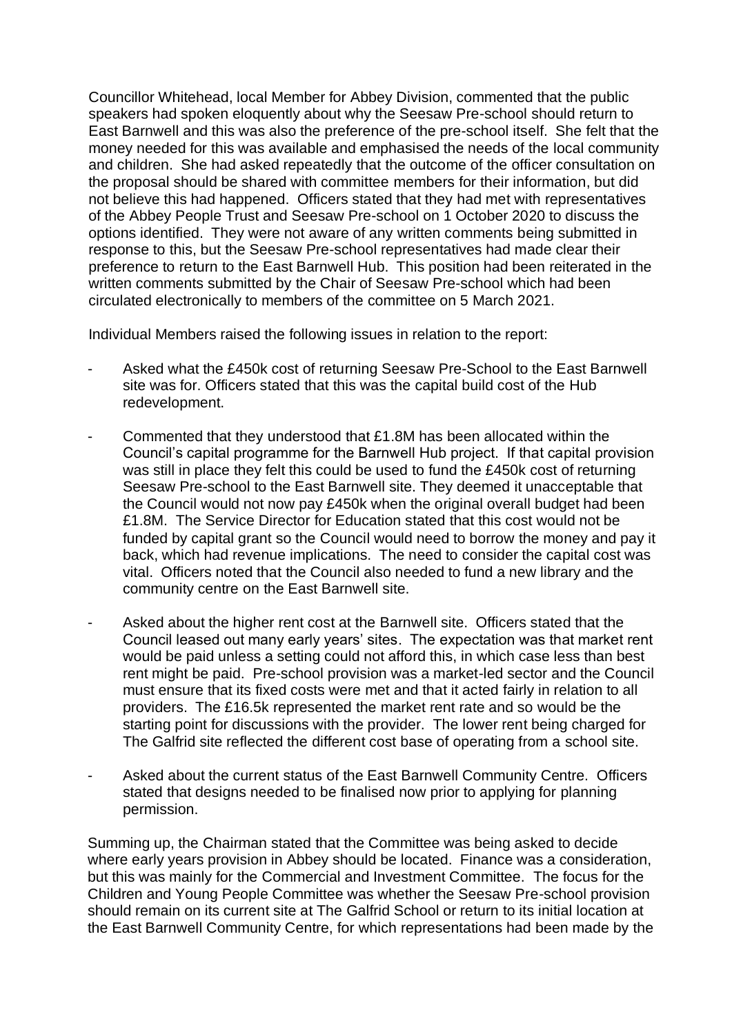Councillor Whitehead, local Member for Abbey Division, commented that the public speakers had spoken eloquently about why the Seesaw Pre-school should return to East Barnwell and this was also the preference of the pre-school itself. She felt that the money needed for this was available and emphasised the needs of the local community and children. She had asked repeatedly that the outcome of the officer consultation on the proposal should be shared with committee members for their information, but did not believe this had happened. Officers stated that they had met with representatives of the Abbey People Trust and Seesaw Pre-school on 1 October 2020 to discuss the options identified. They were not aware of any written comments being submitted in response to this, but the Seesaw Pre-school representatives had made clear their preference to return to the East Barnwell Hub. This position had been reiterated in the written comments submitted by the Chair of Seesaw Pre-school which had been circulated electronically to members of the committee on 5 March 2021.

Individual Members raised the following issues in relation to the report:

- Asked what the £450k cost of returning Seesaw Pre-School to the East Barnwell site was for. Officers stated that this was the capital build cost of the Hub redevelopment.

- Commented that they understood that £1.8M has been allocated within the Council's capital programme for the Barnwell Hub project. If that capital provision was still in place they felt this could be used to fund the £450k cost of returning Seesaw Pre-school to the East Barnwell site. They deemed it unacceptable that the Council would not now pay £450k when the original overall budget had been £1.8M. The Service Director for Education stated that this cost would not be funded by capital grant so the Council would need to borrow the money and pay it back, which had revenue implications. The need to consider the capital cost was vital. Officers noted that the Council also needed to fund a new library and the community centre on the East Barnwell site.

- Asked about the higher rent cost at the Barnwell site. Officers stated that the Council leased out many early years' sites. The expectation was that market rent would be paid unless a setting could not afford this, in which case less than best rent might be paid. Pre-school provision was a market-led sector and the Council must ensure that its fixed costs were met and that it acted fairly in relation to all providers. The £16.5k represented the market rent rate and so would be the starting point for discussions with the provider. The lower rent being charged for The Galfrid site reflected the different cost base of operating from a school site.

- Asked about the current status of the East Barnwell Community Centre. Officers stated that designs needed to be finalised now prior to applying for planning permission.

Summing up, the Chairman stated that the Committee was being asked to decide where early years provision in Abbey should be located. Finance was a consideration, but this was mainly for the Commercial and Investment Committee. The focus for the Children and Young People Committee was whether the Seesaw Pre-school provision should remain on its current site at The Galfrid School or return to its initial location at the East Barnwell Community Centre, for which representations had been made by the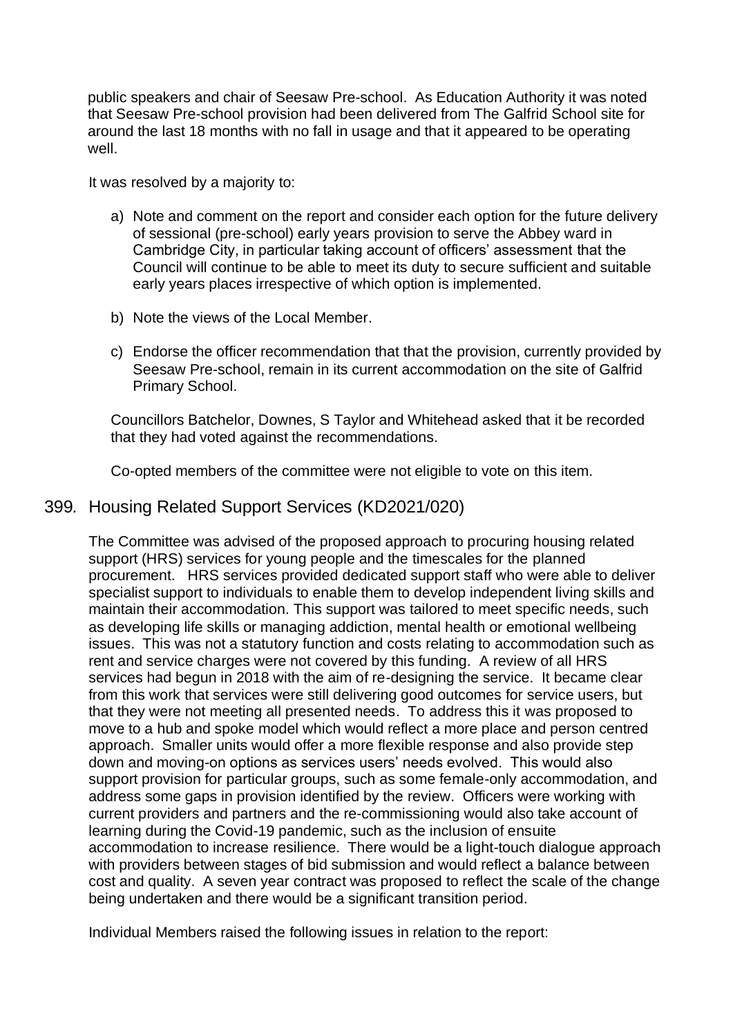public speakers and chair of Seesaw Pre-school. As Education Authority it was noted that Seesaw Pre-school provision had been delivered from The Galfrid School site for around the last 18 months with no fall in usage and that it appeared to be operating well.

It was resolved by a majority to:

a) Note and comment on the report and consider each option for the future delivery of sessional (pre-school) early years provision to serve the Abbey ward in Cambridge City, in particular taking account of officers' assessment that the Council will continue to be able to meet its duty to secure sufficient and suitable early years places irrespective of which option is implemented.

b) Note the views of the Local Member.

c) Endorse the officer recommendation that that the provision, currently provided by Seesaw Pre-school, remain in its current accommodation on the site of Galfrid Primary School.

Councillors Batchelor, Downes, S Taylor and Whitehead asked that it be recorded that they had voted against the recommendations.

Co-opted members of the committee were not eligible to vote on this item.

## 399. Housing Related Support Services (KD2021/020)

The Committee was advised of the proposed approach to procuring housing related support (HRS) services for young people and the timescales for the planned procurement. HRS services provided dedicated support staff who were able to deliver specialist support to individuals to enable them to develop independent living skills and maintain their accommodation. This support was tailored to meet specific needs, such as developing life skills or managing addiction, mental health or emotional wellbeing issues. This was not a statutory function and costs relating to accommodation such as rent and service charges were not covered by this funding. A review of all HRS services had begun in 2018 with the aim of re-designing the service. It became clear from this work that services were still delivering good outcomes for service users, but that they were not meeting all presented needs. To address this it was proposed to move to a hub and spoke model which would reflect a more place and person centred approach. Smaller units would offer a more flexible response and also provide step down and moving-on options as services users' needs evolved. This would also support provision for particular groups, such as some female-only accommodation, and address some gaps in provision identified by the review. Officers were working with current providers and partners and the re-commissioning would also take account of learning during the Covid-19 pandemic, such as the inclusion of ensuite accommodation to increase resilience. There would be a light-touch dialogue approach with providers between stages of bid submission and would reflect a balance between cost and quality. A seven year contract was proposed to reflect the scale of the change being undertaken and there would be a significant transition period.

Individual Members raised the following issues in relation to the report: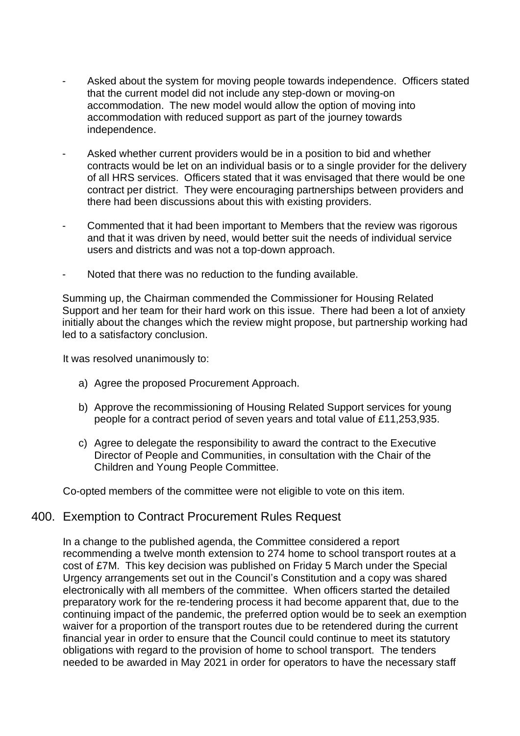- Asked about the system for moving people towards independence. Officers stated that the current model did not include any step-down or moving-on accommodation. The new model would allow the option of moving into accommodation with reduced support as part of the journey towards independence.

- Asked whether current providers would be in a position to bid and whether contracts would be let on an individual basis or to a single provider for the delivery of all HRS services. Officers stated that it was envisaged that there would be one contract per district. They were encouraging partnerships between providers and there had been discussions about this with existing providers.

- Commented that it had been important to Members that the review was rigorous and that it was driven by need, would better suit the needs of individual service users and districts and was not a top-down approach.

- Noted that there was no reduction to the funding available.

Summing up, the Chairman commended the Commissioner for Housing Related Support and her team for their hard work on this issue. There had been a lot of anxiety initially about the changes which the review might propose, but partnership working had led to a satisfactory conclusion.

It was resolved unanimously to:

a) Agree the proposed Procurement Approach.

b) Approve the recommissioning of Housing Related Support services for young people for a contract period of seven years and total value of £11,253,935.

c) Agree to delegate the responsibility to award the contract to the Executive Director of People and Communities, in consultation with the Chair of the Children and Young People Committee.

Co-opted members of the committee were not eligible to vote on this item.

## 400. Exemption to Contract Procurement Rules Request

In a change to the published agenda, the Committee considered a report recommending a twelve month extension to 274 home to school transport routes at a cost of £7M. This key decision was published on Friday 5 March under the Special Urgency arrangements set out in the Council's Constitution and a copy was shared electronically with all members of the committee. When officers started the detailed preparatory work for the re-tendering process it had become apparent that, due to the continuing impact of the pandemic, the preferred option would be to seek an exemption waiver for a proportion of the transport routes due to be retendered during the current financial year in order to ensure that the Council could continue to meet its statutory obligations with regard to the provision of home to school transport. The tenders needed to be awarded in May 2021 in order for operators to have the necessary staff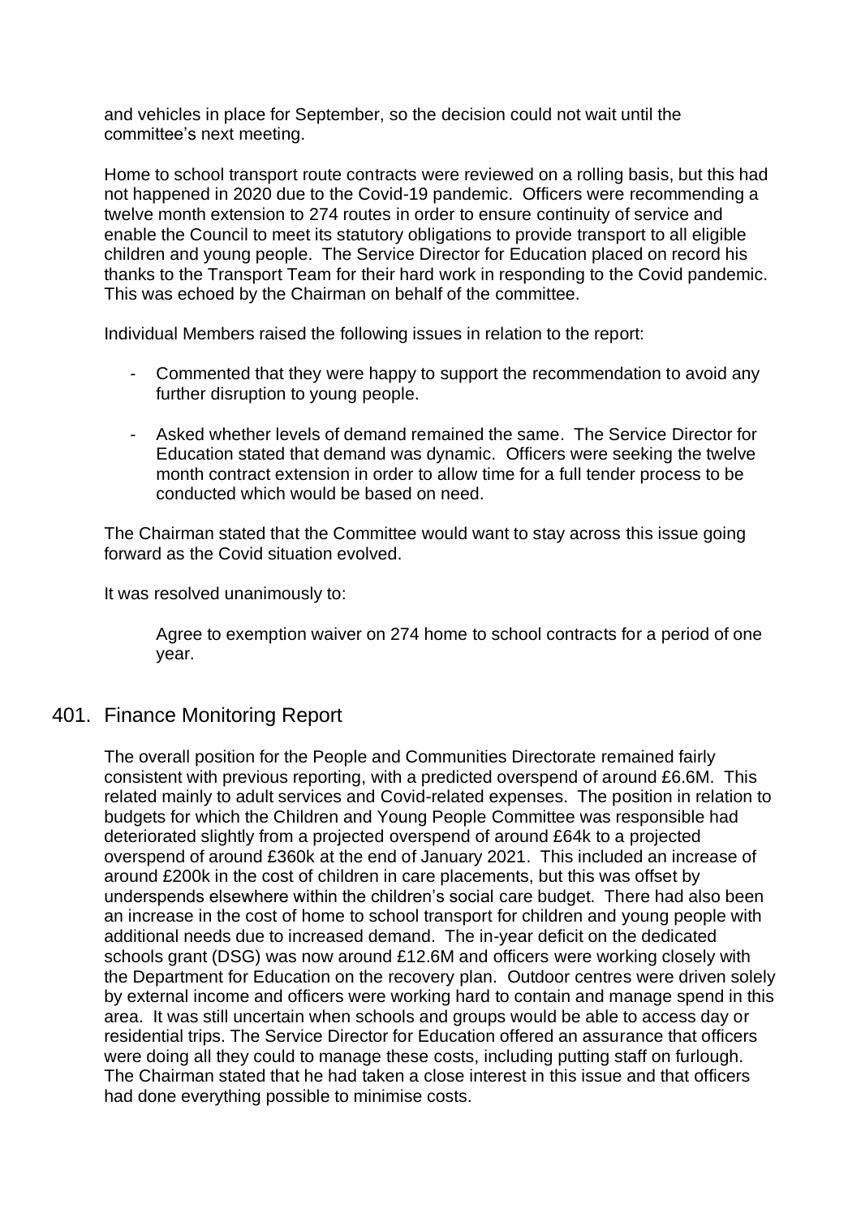and vehicles in place for September, so the decision could not wait until the committee's next meeting.

Home to school transport route contracts were reviewed on a rolling basis, but this had not happened in 2020 due to the Covid-19 pandemic. Officers were recommending a twelve month extension to 274 routes in order to ensure continuity of service and enable the Council to meet its statutory obligations to provide transport to all eligible children and young people. The Service Director for Education placed on record his thanks to the Transport Team for their hard work in responding to the Covid pandemic. This was echoed by the Chairman on behalf of the committee.

Individual Members raised the following issues in relation to the report:

- Commented that they were happy to support the recommendation to avoid any further disruption to young people.

- Asked whether levels of demand remained the same. The Service Director for Education stated that demand was dynamic. Officers were seeking the twelve month contract extension in order to allow time for a full tender process to be conducted which would be based on need.

The Chairman stated that the Committee would want to stay across this issue going forward as the Covid situation evolved.

It was resolved unanimously to:

> Agree to exemption waiver on 274 home to school contracts for a period of one year.

## 401. Finance Monitoring Report

The overall position for the People and Communities Directorate remained fairly consistent with previous reporting, with a predicted overspend of around £6.6M. This related mainly to adult services and Covid-related expenses. The position in relation to budgets for which the Children and Young People Committee was responsible had deteriorated slightly from a projected overspend of around £64k to a projected overspend of around £360k at the end of January 2021. This included an increase of around £200k in the cost of children in care placements, but this was offset by underspends elsewhere within the children's social care budget. There had also been an increase in the cost of home to school transport for children and young people with additional needs due to increased demand. The in-year deficit on the dedicated schools grant (DSG) was now around £12.6M and officers were working closely with the Department for Education on the recovery plan. Outdoor centres were driven solely by external income and officers were working hard to contain and manage spend in this area. It was still uncertain when schools and groups would be able to access day or residential trips. The Service Director for Education offered an assurance that officers were doing all they could to manage these costs, including putting staff on furlough. The Chairman stated that he had taken a close interest in this issue and that officers had done everything possible to minimise costs.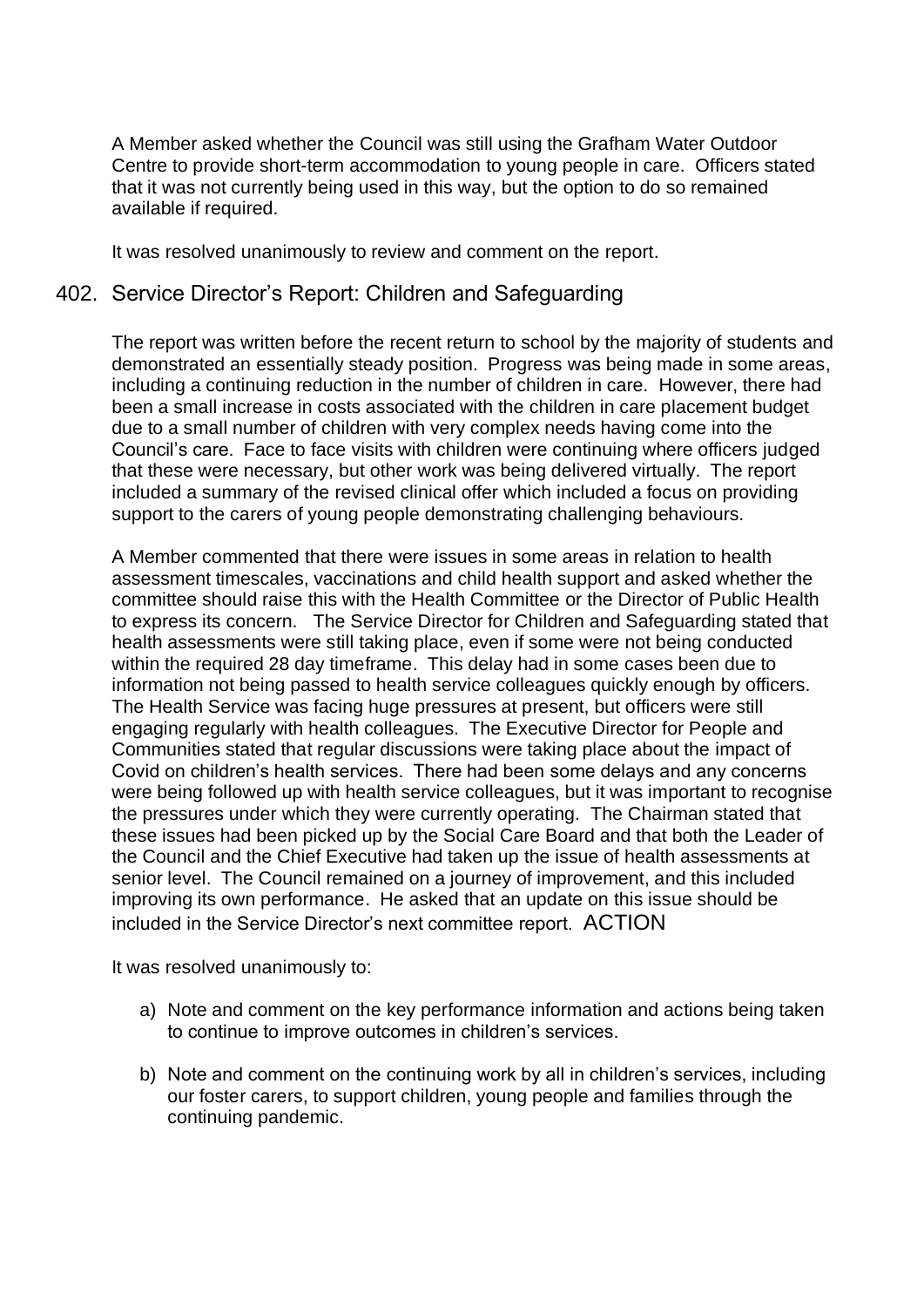A Member asked whether the Council was still using the Grafham Water Outdoor Centre to provide short-term accommodation to young people in care. Officers stated that it was not currently being used in this way, but the option to do so remained available if required.

It was resolved unanimously to review and comment on the report.

## 402. Service Director's Report: Children and Safeguarding

The report was written before the recent return to school by the majority of students and demonstrated an essentially steady position. Progress was being made in some areas, including a continuing reduction in the number of children in care. However, there had been a small increase in costs associated with the children in care placement budget due to a small number of children with very complex needs having come into the Council's care. Face to face visits with children were continuing where officers judged that these were necessary, but other work was being delivered virtually. The report included a summary of the revised clinical offer which included a focus on providing support to the carers of young people demonstrating challenging behaviours.

A Member commented that there were issues in some areas in relation to health assessment timescales, vaccinations and child health support and asked whether the committee should raise this with the Health Committee or the Director of Public Health to express its concern. The Service Director for Children and Safeguarding stated that health assessments were still taking place, even if some were not being conducted within the required 28 day timeframe. This delay had in some cases been due to information not being passed to health service colleagues quickly enough by officers. The Health Service was facing huge pressures at present, but officers were still engaging regularly with health colleagues. The Executive Director for People and Communities stated that regular discussions were taking place about the impact of Covid on children's health services. There had been some delays and any concerns were being followed up with health service colleagues, but it was important to recognise the pressures under which they were currently operating. The Chairman stated that these issues had been picked up by the Social Care Board and that both the Leader of the Council and the Chief Executive had taken up the issue of health assessments at senior level. The Council remained on a journey of improvement, and this included improving its own performance. He asked that an update on this issue should be included in the Service Director's next committee report. ACTION

It was resolved unanimously to:

a) Note and comment on the key performance information and actions being taken to continue to improve outcomes in children's services.

b) Note and comment on the continuing work by all in children's services, including our foster carers, to support children, young people and families through the continuing pandemic.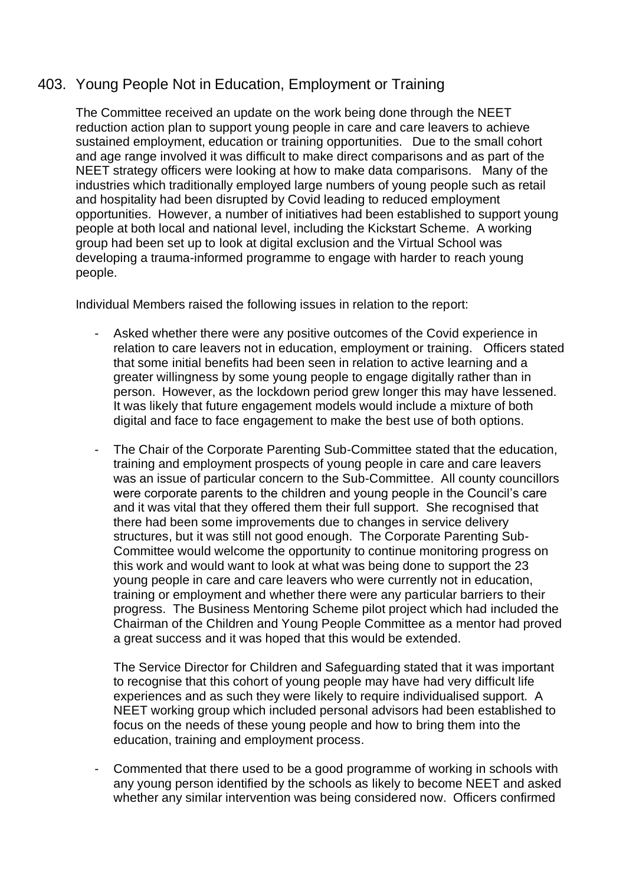## 403. Young People Not in Education, Employment or Training

The Committee received an update on the work being done through the NEET reduction action plan to support young people in care and care leavers to achieve sustained employment, education or training opportunities. Due to the small cohort and age range involved it was difficult to make direct comparisons and as part of the NEET strategy officers were looking at how to make data comparisons. Many of the industries which traditionally employed large numbers of young people such as retail and hospitality had been disrupted by Covid leading to reduced employment opportunities. However, a number of initiatives had been established to support young people at both local and national level, including the Kickstart Scheme. A working group had been set up to look at digital exclusion and the Virtual School was developing a trauma-informed programme to engage with harder to reach young people.

Individual Members raised the following issues in relation to the report:

- Asked whether there were any positive outcomes of the Covid experience in relation to care leavers not in education, employment or training. Officers stated that some initial benefits had been seen in relation to active learning and a greater willingness by some young people to engage digitally rather than in person. However, as the lockdown period grew longer this may have lessened. It was likely that future engagement models would include a mixture of both digital and face to face engagement to make the best use of both options.

- The Chair of the Corporate Parenting Sub-Committee stated that the education, training and employment prospects of young people in care and care leavers was an issue of particular concern to the Sub-Committee. All county councillors were corporate parents to the children and young people in the Council's care and it was vital that they offered them their full support. She recognised that there had been some improvements due to changes in service delivery structures, but it was still not good enough. The Corporate Parenting Sub-Committee would welcome the opportunity to continue monitoring progress on this work and would want to look at what was being done to support the 23 young people in care and care leavers who were currently not in education, training or employment and whether there were any particular barriers to their progress. The Business Mentoring Scheme pilot project which had included the Chairman of the Children and Young People Committee as a mentor had proved a great success and it was hoped that this would be extended.

  The Service Director for Children and Safeguarding stated that it was important to recognise that this cohort of young people may have had very difficult life experiences and as such they were likely to require individualised support. A NEET working group which included personal advisors had been established to focus on the needs of these young people and how to bring them into the education, training and employment process.

- Commented that there used to be a good programme of working in schools with any young person identified by the schools as likely to become NEET and asked whether any similar intervention was being considered now. Officers confirmed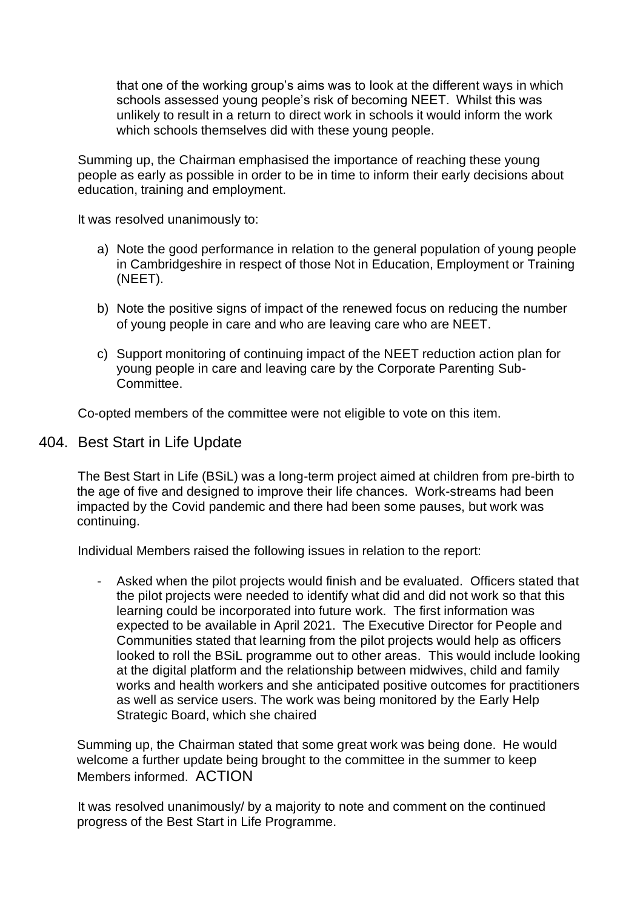that one of the working group's aims was to look at the different ways in which schools assessed young people's risk of becoming NEET. Whilst this was unlikely to result in a return to direct work in schools it would inform the work which schools themselves did with these young people.

Summing up, the Chairman emphasised the importance of reaching these young people as early as possible in order to be in time to inform their early decisions about education, training and employment.

It was resolved unanimously to:

a) Note the good performance in relation to the general population of young people in Cambridgeshire in respect of those Not in Education, Employment or Training (NEET).

b) Note the positive signs of impact of the renewed focus on reducing the number of young people in care and who are leaving care who are NEET.

c) Support monitoring of continuing impact of the NEET reduction action plan for young people in care and leaving care by the Corporate Parenting Sub-Committee.

Co-opted members of the committee were not eligible to vote on this item.

## 404. Best Start in Life Update

The Best Start in Life (BSiL) was a long-term project aimed at children from pre-birth to the age of five and designed to improve their life chances. Work-streams had been impacted by the Covid pandemic and there had been some pauses, but work was continuing.

Individual Members raised the following issues in relation to the report:

- Asked when the pilot projects would finish and be evaluated. Officers stated that the pilot projects were needed to identify what did and did not work so that this learning could be incorporated into future work. The first information was expected to be available in April 2021. The Executive Director for People and Communities stated that learning from the pilot projects would help as officers looked to roll the BSiL programme out to other areas. This would include looking at the digital platform and the relationship between midwives, child and family works and health workers and she anticipated positive outcomes for practitioners as well as service users. The work was being monitored by the Early Help Strategic Board, which she chaired

Summing up, the Chairman stated that some great work was being done. He would welcome a further update being brought to the committee in the summer to keep Members informed. ACTION

It was resolved unanimously/ by a majority to note and comment on the continued progress of the Best Start in Life Programme.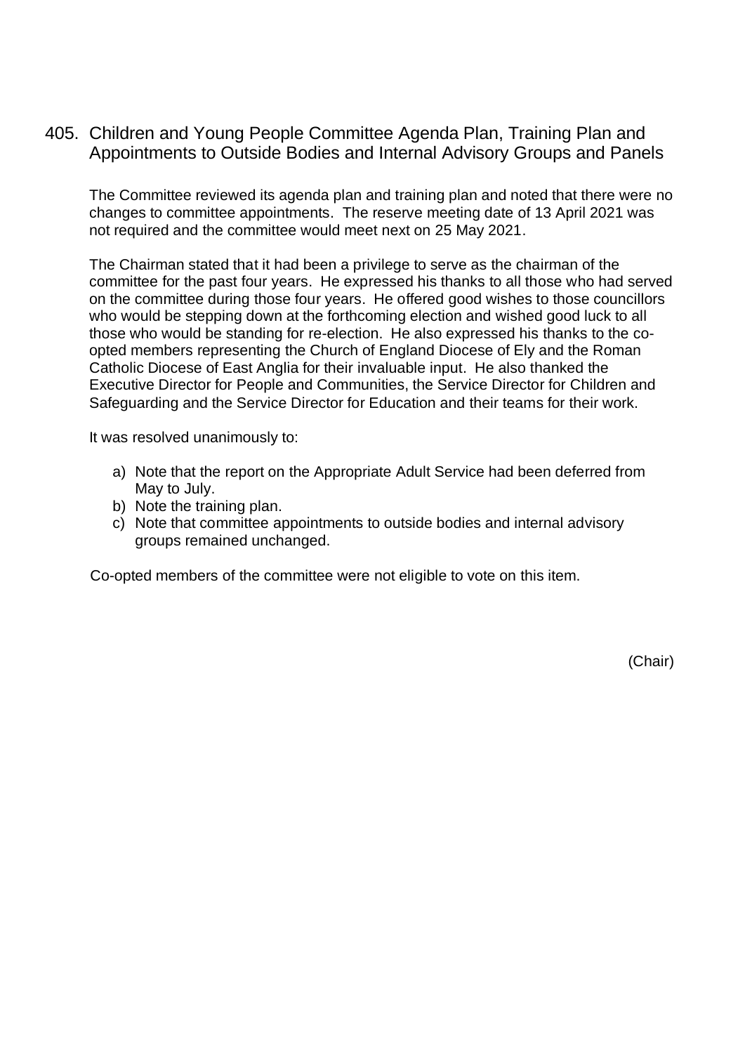## 405. Children and Young People Committee Agenda Plan, Training Plan and Appointments to Outside Bodies and Internal Advisory Groups and Panels

The Committee reviewed its agenda plan and training plan and noted that there were no changes to committee appointments. The reserve meeting date of 13 April 2021 was not required and the committee would meet next on 25 May 2021.

The Chairman stated that it had been a privilege to serve as the chairman of the committee for the past four years. He expressed his thanks to all those who had served on the committee during those four years. He offered good wishes to those councillors who would be stepping down at the forthcoming election and wished good luck to all those who would be standing for re-election. He also expressed his thanks to the co-opted members representing the Church of England Diocese of Ely and the Roman Catholic Diocese of East Anglia for their invaluable input. He also thanked the Executive Director for People and Communities, the Service Director for Children and Safeguarding and the Service Director for Education and their teams for their work.

It was resolved unanimously to:

a) Note that the report on the Appropriate Adult Service had been deferred from May to July.
b) Note the training plan.
c) Note that committee appointments to outside bodies and internal advisory groups remained unchanged.

Co-opted members of the committee were not eligible to vote on this item.

(Chair)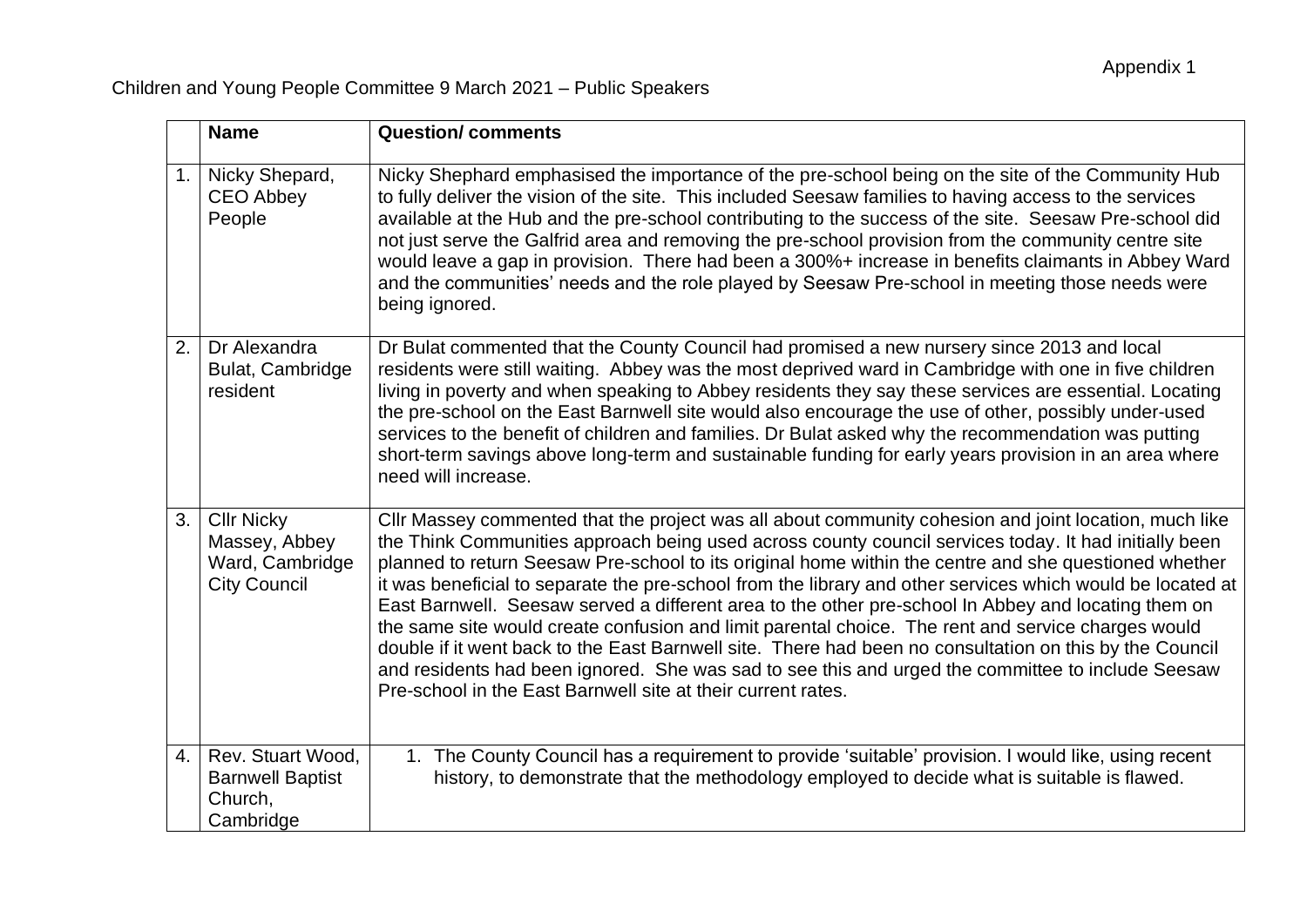Appendix 1

Children and Young People Committee 9 March 2021 – Public Speakers

| | Name | Question/ comments |
|---|---|---|
| 1. | Nicky Shepard, CEO Abbey People | Nicky Shephard emphasised the importance of the pre-school being on the site of the Community Hub to fully deliver the vision of the site. This included Seesaw families to having access to the services available at the Hub and the pre-school contributing to the success of the site. Seesaw Pre-school did not just serve the Galfrid area and removing the pre-school provision from the community centre site would leave a gap in provision. There had been a 300%+ increase in benefits claimants in Abbey Ward and the communities' needs and the role played by Seesaw Pre-school in meeting those needs were being ignored. |
| 2. | Dr Alexandra Bulat, Cambridge resident | Dr Bulat commented that the County Council had promised a new nursery since 2013 and local residents were still waiting. Abbey was the most deprived ward in Cambridge with one in five children living in poverty and when speaking to Abbey residents they say these services are essential. Locating the pre-school on the East Barnwell site would also encourage the use of other, possibly under-used services to the benefit of children and families. Dr Bulat asked why the recommendation was putting short-term savings above long-term and sustainable funding for early years provision in an area where need will increase. |
| 3. | Cllr Nicky Massey, Abbey Ward, Cambridge City Council | Cllr Massey commented that the project was all about community cohesion and joint location, much like the Think Communities approach being used across county council services today. It had initially been planned to return Seesaw Pre-school to its original home within the centre and she questioned whether it was beneficial to separate the pre-school from the library and other services which would be located at East Barnwell. Seesaw served a different area to the other pre-school In Abbey and locating them on the same site would create confusion and limit parental choice. The rent and service charges would double if it went back to the East Barnwell site. There had been no consultation on this by the Council and residents had been ignored. She was sad to see this and urged the committee to include Seesaw Pre-school in the East Barnwell site at their current rates. |
| 4. | Rev. Stuart Wood, Barnwell Baptist Church, Cambridge | 1. The County Council has a requirement to provide 'suitable' provision. I would like, using recent history, to demonstrate that the methodology employed to decide what is suitable is flawed. |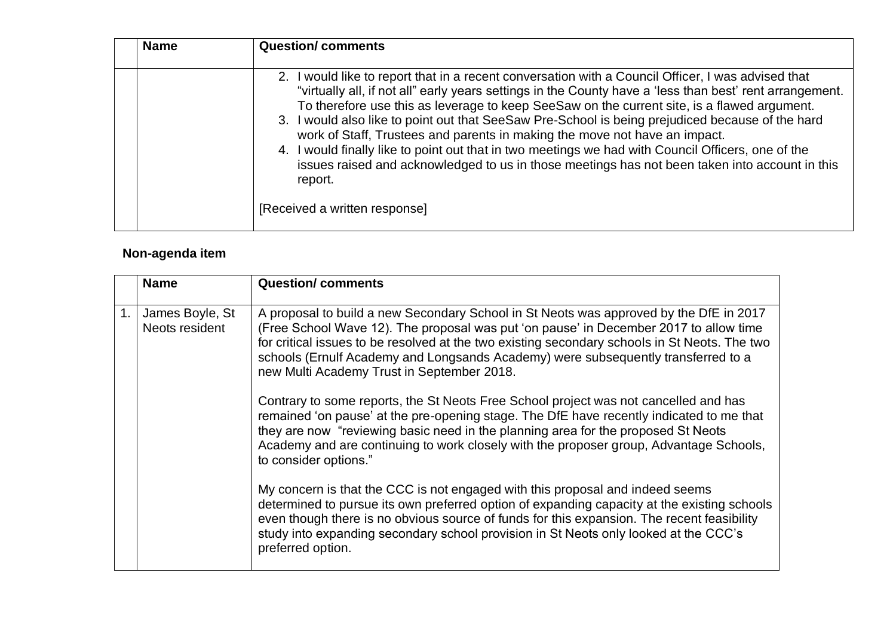| | Name | Question/ comments |
|---|---|---|
| | | 2. I would like to report that in a recent conversation with a Council Officer, I was advised that "virtually all, if not all" early years settings in the County have a 'less than best' rent arrangement. To therefore use this as leverage to keep SeeSaw on the current site, is a flawed argument.<br>3. I would also like to point out that SeeSaw Pre-School is being prejudiced because of the hard work of Staff, Trustees and parents in making the move not have an impact.<br>4. I would finally like to point out that in two meetings we had with Council Officers, one of the issues raised and acknowledged to us in those meetings has not been taken into account in this report.<br><br>[Received a written response] |

**Non-agenda item**

| | Name | Question/ comments |
|---|---|---|
| 1. | James Boyle, St Neots resident | A proposal to build a new Secondary School in St Neots was approved by the DfE in 2017 (Free School Wave 12). The proposal was put 'on pause' in December 2017 to allow time for critical issues to be resolved at the two existing secondary schools in St Neots. The two schools (Ernulf Academy and Longsands Academy) were subsequently transferred to a new Multi Academy Trust in September 2018.<br><br>Contrary to some reports, the St Neots Free School project was not cancelled and has remained 'on pause' at the pre-opening stage. The DfE have recently indicated to me that they are now "reviewing basic need in the planning area for the proposed St Neots Academy and are continuing to work closely with the proposer group, Advantage Schools, to consider options."<br><br>My concern is that the CCC is not engaged with this proposal and indeed seems determined to pursue its own preferred option of expanding capacity at the existing schools even though there is no obvious source of funds for this expansion. The recent feasibility study into expanding secondary school provision in St Neots only looked at the CCC's preferred option. |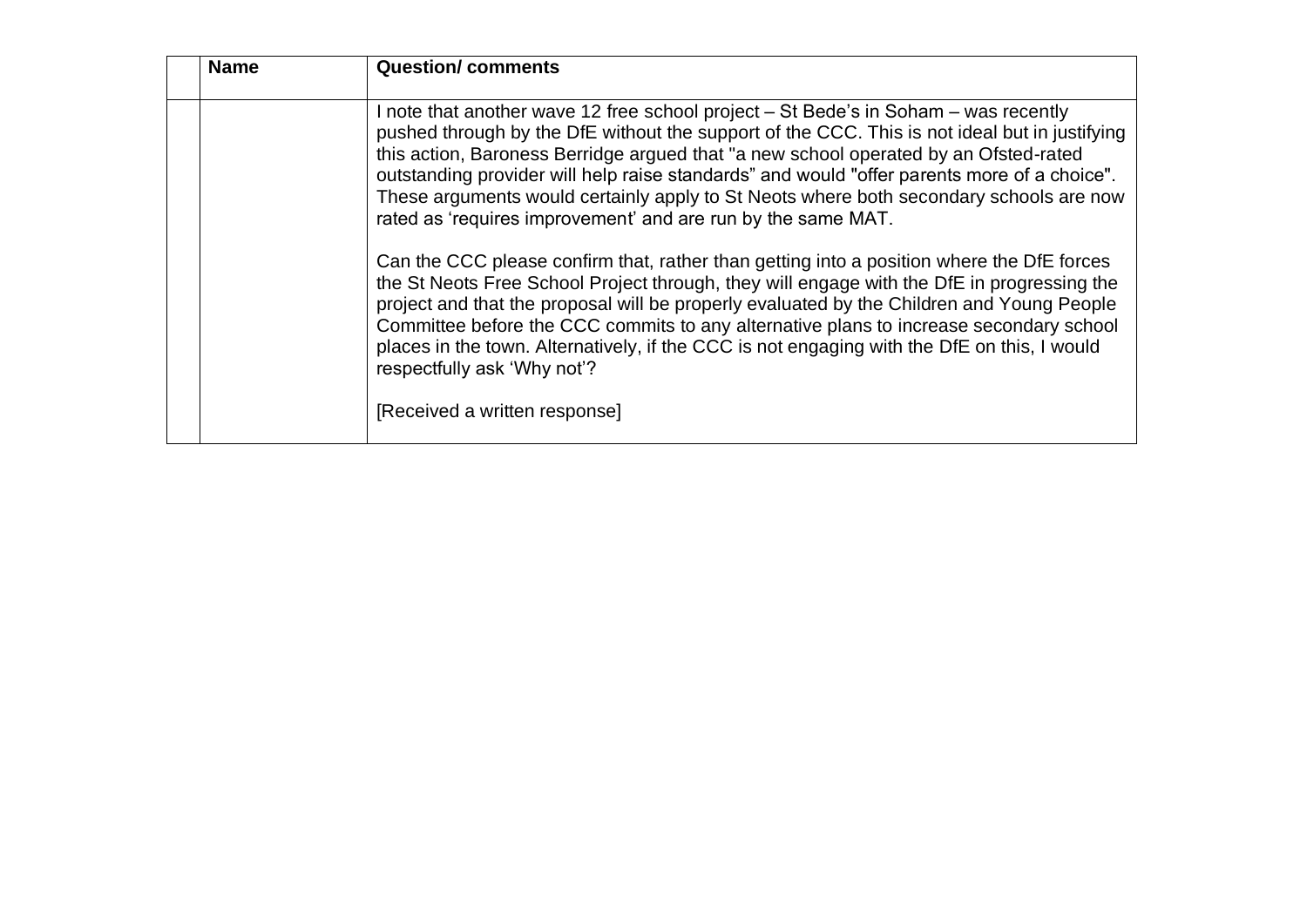| | Name | Question/ comments |
|---|---|---|
| | | I note that another wave 12 free school project – St Bede's in Soham – was recently pushed through by the DfE without the support of the CCC. This is not ideal but in justifying this action, Baroness Berridge argued that "a new school operated by an Ofsted-rated outstanding provider will help raise standards" and would "offer parents more of a choice". These arguments would certainly apply to St Neots where both secondary schools are now rated as 'requires improvement' and are run by the same MAT.<br><br>Can the CCC please confirm that, rather than getting into a position where the DfE forces the St Neots Free School Project through, they will engage with the DfE in progressing the project and that the proposal will be properly evaluated by the Children and Young People Committee before the CCC commits to any alternative plans to increase secondary school places in the town. Alternatively, if the CCC is not engaging with the DfE on this, I would respectfully ask 'Why not'?<br><br>[Received a written response] |